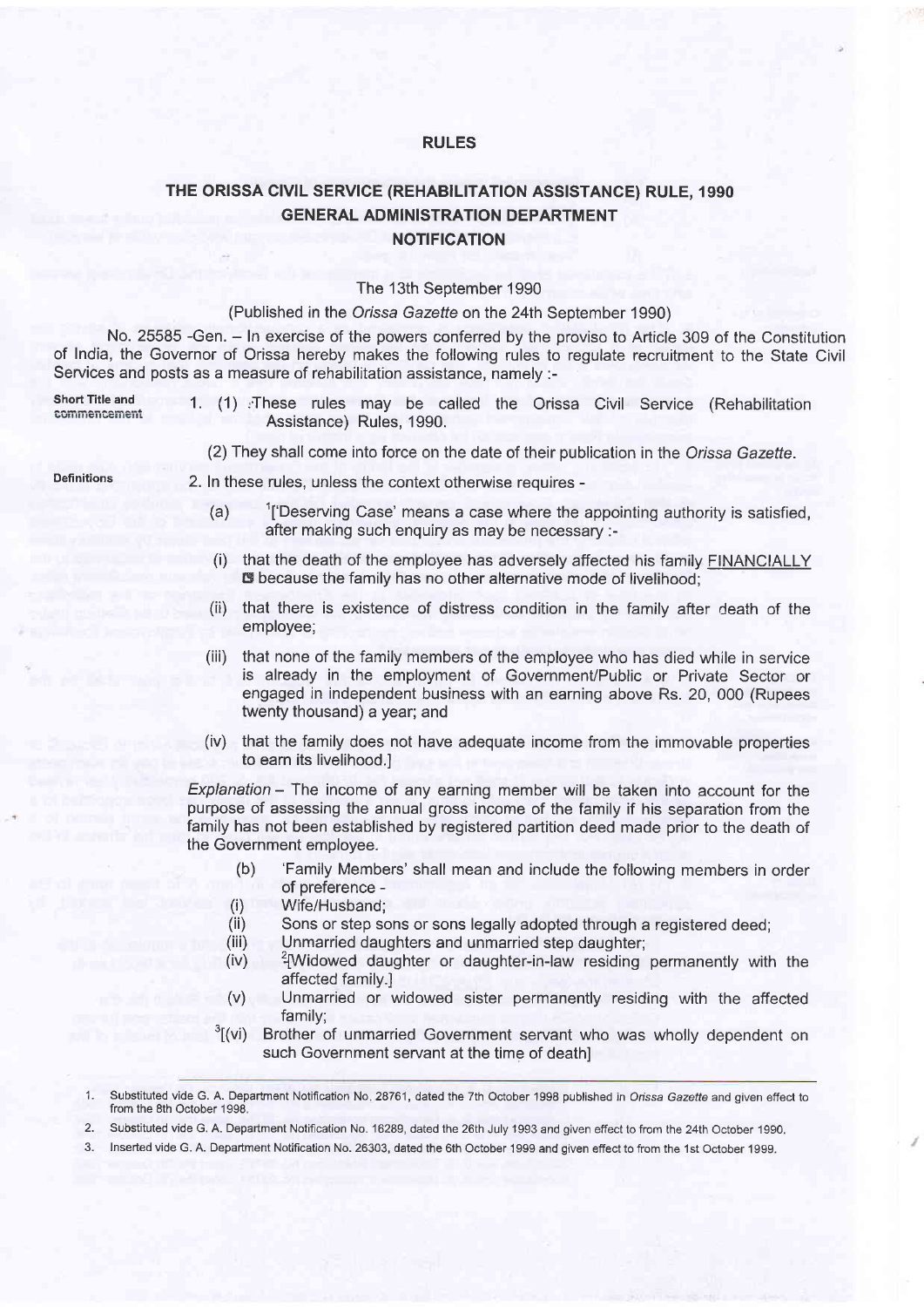# RULES

## THE ORISSA CIVIL SERVICE (REHABILITATION ASSISTANCE) RULE, 1990
## GENERAL ADMINISTRATION DEPARTMENT
## NOTIFICATION

The 13th September 1990

(Published in the *Orissa Gazette* on the 24th September 1990)

No. 25585 -Gen. – In exercise of the powers conferred by the proviso to Article 309 of the Constitution of India, the Governor of Orissa hereby makes the following rules to regulate recruitment to the State Civil Services and posts as a measure of rehabilitation assistance, namely :-

**Short Title and commencement**

1. (1) These rules may be called the Orissa Civil Service (Rehabilitation Assistance) Rules, 1990.

(2) They shall come into force on the date of their publication in the *Orissa Gazette*.

**Definitions**

2. In these rules, unless the context otherwise requires -

(a) [1]['Deserving Case' means a case where the appointing authority is satisfied, after making such enquiry as may be necessary :-

(i) that the death of the employee has adversely affected his family FINANCIALLY because the family has no other alternative mode of livelihood;

(ii) that there is existence of distress condition in the family after death of the employee;

(iii) that none of the family members of the employee who has died while in service is already in the employment of Government/Public or Private Sector or engaged in independent business with an earning above Rs. 20, 000 (Rupees twenty thousand) a year; and

(iv) that the family does not have adequate income from the immovable properties to earn its livelihood.]

*Explanation* – The income of any earning member will be taken into account for the purpose of assessing the annual gross income of the family if his separation from the family has not been established by registered partition deed made prior to the death of the Government employee.

(b) 'Family Members' shall mean and include the following members in order of preference -

(i) Wife/Husband;

(ii) Sons or step sons or sons legally adopted through a registered deed;

(iii) Unmarried daughters and unmarried step daughter;

(iv) [2][Widowed daughter or daughter-in-law residing permanently with the affected family.]

(v) Unmarried or widowed sister permanently residing with the affected family;

[3][(vi) Brother of unmarried Government servant who was wholly dependent on such Government servant at the time of death]

---

1. Substituted vide G. A. Department Notification No. 28761, dated the 7th October 1998 published in *Orissa Gazette* and given effect to from the 8th October 1998.
2. Substituted vide G. A. Department Notification No. 16289, dated the 26th July 1993 and given effect to from the 24th October 1990.
3. Inserted vide G. A. Department Notification No. 26303, dated the 6th October 1999 and given effect to from the 1st October 1999.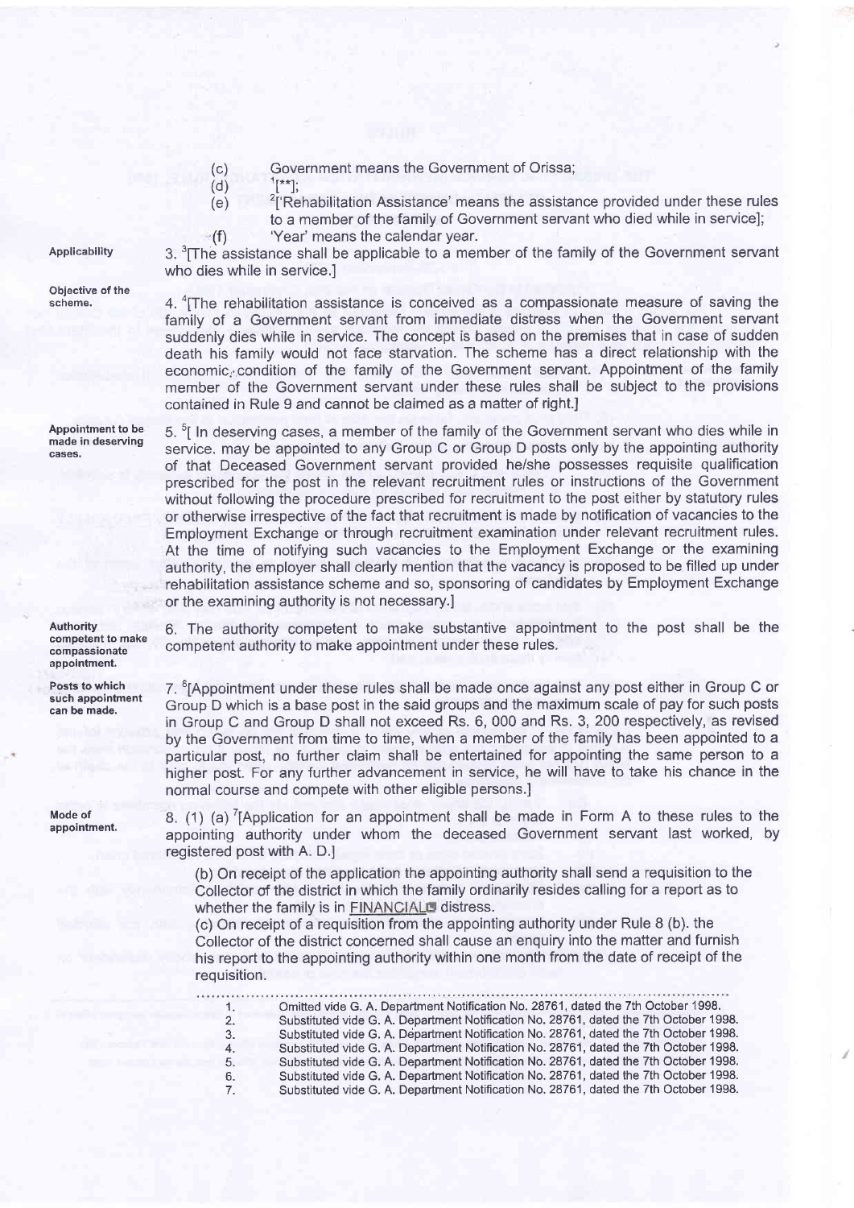(c) Government means the Government of Orissa;

(d) [1][**];

(e) [2]['Rehabilitation Assistance' means the assistance provided under these rules to a member of the family of Government servant who died while in service];

(f) 'Year' means the calendar year.

**Applicability**

3. [3][The assistance shall be applicable to a member of the family of the Government servant who dies while in service.]

**Objective of the scheme.**

4. [4][The rehabilitation assistance is conceived as a compassionate measure of saving the family of a Government servant from immediate distress when the Government servant suddenly dies while in service. The concept is based on the premises that in case of sudden death his family would not face starvation. The scheme has a direct relationship with the economic condition of the family of the Government servant. Appointment of the family member of the Government servant under these rules shall be subject to the provisions contained in Rule 9 and cannot be claimed as a matter of right.]

**Appointment to be made in deserving cases.**

5. [5][ In deserving cases, a member of the family of the Government servant who dies while in service. may be appointed to any Group C or Group D posts only by the appointing authority of that Deceased Government servant provided he/she possesses requisite qualification prescribed for the post in the relevant recruitment rules or instructions of the Government without following the procedure prescribed for recruitment to the post either by statutory rules or otherwise irrespective of the fact that recruitment is made by notification of vacancies to the Employment Exchange or through recruitment examination under relevant recruitment rules. At the time of notifying such vacancies to the Employment Exchange or the examining authority, the employer shall clearly mention that the vacancy is proposed to be filled up under rehabilitation assistance scheme and so, sponsoring of candidates by Employment Exchange or the examining authority is not necessary.]

**Authority competent to make compassionate appointment.**

6. The authority competent to make substantive appointment to the post shall be the competent authority to make appointment under these rules.

**Posts to which such appointment can be made.**

7. [6][Appointment under these rules shall be made once against any post either in Group C or Group D which is a base post in the said groups and the maximum scale of pay for such posts in Group C and Group D shall not exceed Rs. 6, 000 and Rs. 3, 200 respectively, as revised by the Government from time to time, when a member of the family has been appointed to a particular post, no further claim shall be entertained for appointing the same person to a higher post. For any further advancement in service, he will have to take his chance in the normal course and compete with other eligible persons.]

**Mode of appointment.**

8. (1) (a) [7][Application for an appointment shall be made in Form A to these rules to the appointing authority under whom the deceased Government servant last worked, by registered post with A. D.]

(b) On receipt of the application the appointing authority shall send a requisition to the Collector of the district in which the family ordinarily resides calling for a report as to whether the family is in FINANCIAL distress.

(c) On receipt of a requisition from the appointing authority under Rule 8 (b). the Collector of the district concerned shall cause an enquiry into the matter and furnish his report to the appointing authority within one month from the date of receipt of the requisition.

---

1. Omitted vide G. A. Department Notification No. 28761, dated the 7th October 1998.
2. Substituted vide G. A. Department Notification No. 28761, dated the 7th October 1998.
3. Substituted vide G. A. Department Notification No. 28761, dated the 7th October 1998.
4. Substituted vide G. A. Department Notification No. 28761, dated the 7th October 1998.
5. Substituted vide G. A. Department Notification No. 28761, dated the 7th October 1998.
6. Substituted vide G. A. Department Notification No. 28761, dated the 7th October 1998.
7. Substituted vide G. A. Department Notification No. 28761, dated the 7th October 1998.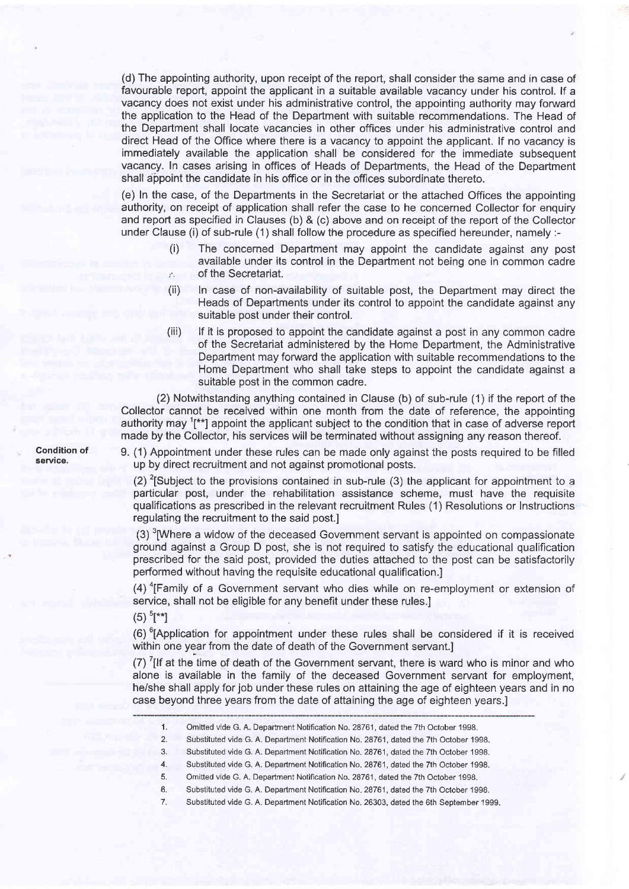(d) The appointing authority, upon receipt of the report, shall consider the same and in case of favourable report, appoint the applicant in a suitable available vacancy under his control. If a vacancy does not exist under his administrative control, the appointing authority may forward the application to the Head of the Department with suitable recommendations. The Head of the Department shall locate vacancies in other offices under his administrative control and direct Head of the Office where there is a vacancy to appoint the applicant. If no vacancy is immediately available the application shall be considered for the immediate subsequent vacancy. In cases arising in offices of Heads of Departments, the Head of the Department shall appoint the candidate in his office or in the offices subordinate thereto.

(e) In the case, of the Departments in the Secretariat or the attached Offices the appointing authority, on receipt of application shall refer the case to he concerned Collector for enquiry and report as specified in Clauses (b) & (c) above and on receipt of the report of the Collector under Clause (i) of sub-rule (1) shall follow the procedure as specified hereunder, namely :-

(i) The concerned Department may appoint the candidate against any post available under its control in the Department not being one in common cadre of the Secretariat.

(ii) In case of non-availability of suitable post, the Department may direct the Heads of Departments under its control to appoint the candidate against any suitable post under their control.

(iii) If it is proposed to appoint the candidate against a post in any common cadre of the Secretariat administered by the Home Department, the Administrative Department may forward the application with suitable recommendations to the Home Department who shall take steps to appoint the candidate against a suitable post in the common cadre.

(2) Notwithstanding anything contained in Clause (b) of sub-rule (1) if the report of the Collector cannot be received within one month from the date of reference, the appointing authority may [1][**] appoint the applicant subject to the condition that in case of adverse report made by the Collector, his services will be terminated without assigning any reason thereof.

**Condition of service.**

9. (1) Appointment under these rules can be made only against the posts required to be filled up by direct recruitment and not against promotional posts.

(2) [2][Subject to the provisions contained in sub-rule (3) the applicant for appointment to a particular post, under the rehabilitation assistance scheme, must have the requisite qualifications as prescribed in the relevant recruitment Rules (1) Resolutions or Instructions regulating the recruitment to the said post.]

(3) [3][Where a widow of the deceased Government servant is appointed on compassionate ground against a Group D post, she is not required to satisfy the educational qualification prescribed for the said post, provided the duties attached to the post can be satisfactorily performed without having the requisite educational qualification.]

(4) [4][Family of a Government servant who dies while on re-employment or extension of service, shall not be eligible for any benefit under these rules.]

(5) [5][**]

(6) [6][Application for appointment under these rules shall be considered if it is received within one year from the date of death of the Government servant.]

(7) [7][If at the time of death of the Government servant, there is ward who is minor and who alone is available in the family of the deceased Government servant for employment, he/she shall apply for job under these rules on attaining the age of eighteen years and in no case beyond three years from the date of attaining the age of eighteen years.]

---

1. Omitted vide G. A. Department Notification No. 28761, dated the 7th October 1998.
2. Substituted vide G. A. Department Notification No. 28761, dated the 7th October 1998.
3. Substituted vide G. A. Department Notification No. 28761, dated the 7th October 1998.
4. Substituted vide G. A. Department Notification No. 28761, dated the 7th October 1998.
5. Omitted vide G. A. Department Notification No. 28761, dated the 7th October 1998.
6. Substituted vide G. A. Department Notification No. 28761, dated the 7th October 1998.
7. Substituted vide G. A. Department Notification No. 26303, dated the 6th September 1999.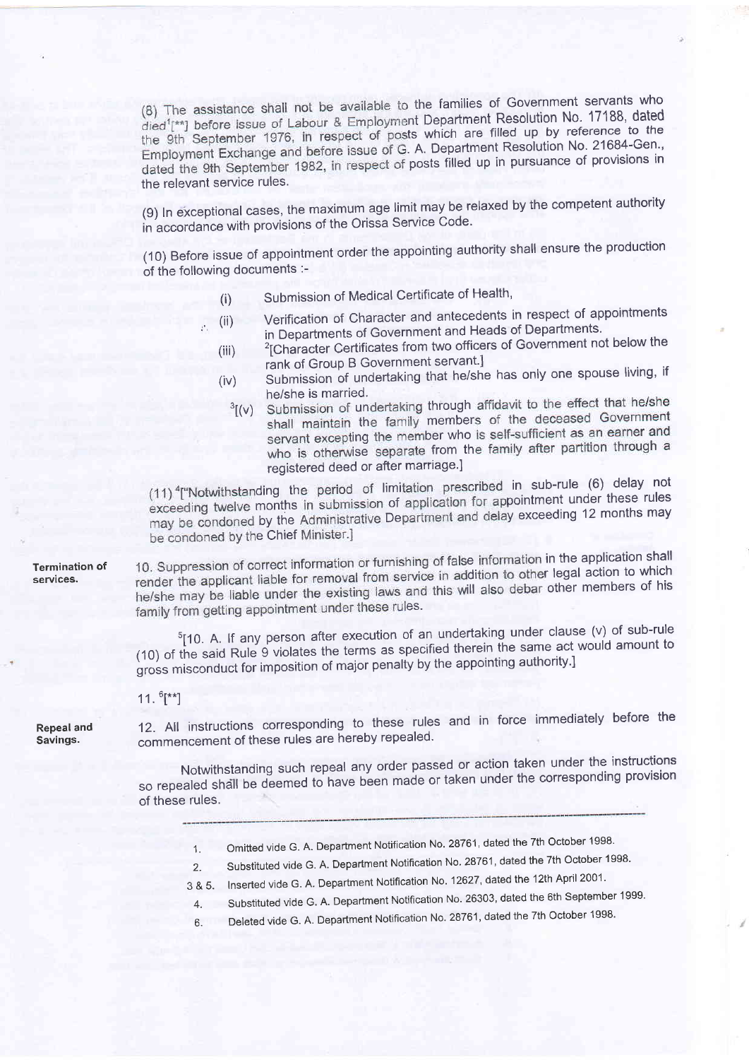(8) The assistance shall not be available to the families of Government servants who died[1][**] before issue of Labour & Employment Department Resolution No. 17188, dated the 9th September 1976, in respect of posts which are filled up by reference to the Employment Exchange and before issue of G. A. Department Resolution No. 21684-Gen., dated the 9th September 1982, in respect of posts filled up in pursuance of provisions in the relevant service rules.

(9) In exceptional cases, the maximum age limit may be relaxed by the competent authority in accordance with provisions of the Orissa Service Code.

(10) Before issue of appointment order the appointing authority shall ensure the production of the following documents :-

- (i) Submission of Medical Certificate of Health,
- (ii) Verification of Character and antecedents in respect of appointments in Departments of Government and Heads of Departments.
- (iii) [2][Character Certificates from two officers of Government not below the rank of Group B Government servant.]
- (iv) Submission of undertaking that he/she has only one spouse living, if he/she is married.
- [3][(v) Submission of undertaking through affidavit to the effect that he/she shall maintain the family members of the deceased Government servant excepting the member who is self-sufficient as an earner and who is otherwise separate from the family after partition through a registered deed or after marriage.]

(11) [4]["Notwithstanding the period of limitation prescribed in sub-rule (6) delay not exceeding twelve months in submission of application for appointment under these rules may be condoned by the Administrative Department and delay exceeding 12 months may be condoned by the Chief Minister.]

**Termination of services.**

10. Suppression of correct information or furnishing of false information in the application shall render the applicant liable for removal from service in addition to other legal action to which he/she may be liable under the existing laws and this will also debar other members of his family from getting appointment under these rules.

[5][10. A. If any person after execution of an undertaking under clause (v) of sub-rule (10) of the said Rule 9 violates the terms as specified therein the same act would amount to gross misconduct for imposition of major penalty by the appointing authority.]

11. [6][**]

**Repeal and Savings.**

12. All instructions corresponding to these rules and in force immediately before the commencement of these rules are hereby repealed.

Notwithstanding such repeal any order passed or action taken under the instructions so repealed shall be deemed to have been made or taken under the corresponding provision of these rules.

---

1. Omitted vide G. A. Department Notification No. 28761, dated the 7th October 1998.
2. Substituted vide G. A. Department Notification No. 28761, dated the 7th October 1998.

3 & 5. Inserted vide G. A. Department Notification No. 12627, dated the 12th April 2001.

4. Substituted vide G. A. Department Notification No. 26303, dated the 6th September 1999.
6. Deleted vide G. A. Department Notification No. 28761, dated the 7th October 1998.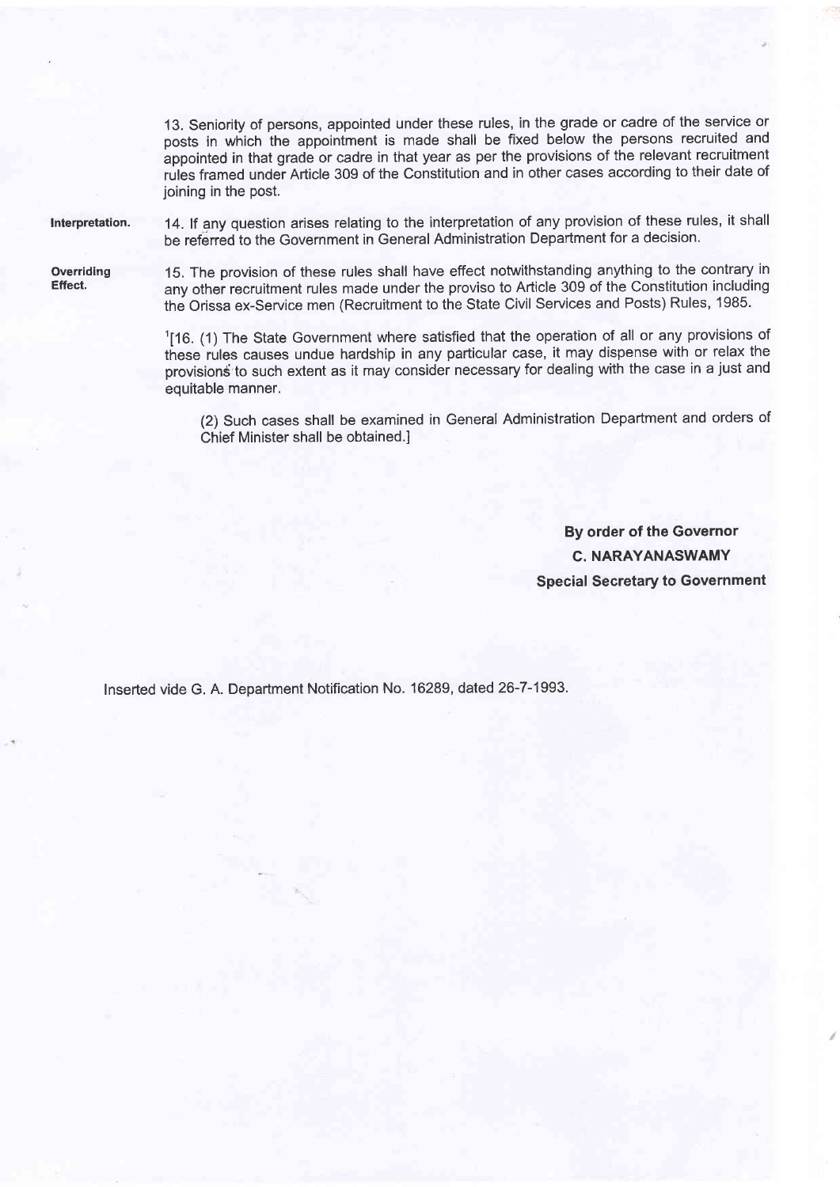13. Seniority of persons, appointed under these rules, in the grade or cadre of the service or posts in which the appointment is made shall be fixed below the persons recruited and appointed in that grade or cadre in that year as per the provisions of the relevant recruitment rules framed under Article 309 of the Constitution and in other cases according to their date of joining in the post.

**Interpretation.**

14. If any question arises relating to the interpretation of any provision of these rules, it shall be referred to the Government in General Administration Department for a decision.

**Overriding Effect.**

15. The provision of these rules shall have effect notwithstanding anything to the contrary in any other recruitment rules made under the proviso to Article 309 of the Constitution including the Orissa ex-Service men (Recruitment to the State Civil Services and Posts) Rules, 1985.

[1][16. (1) The State Government where satisfied that the operation of all or any provisions of these rules causes undue hardship in any particular case, it may dispense with or relax the provisions to such extent as it may consider necessary for dealing with the case in a just and equitable manner.

(2) Such cases shall be examined in General Administration Department and orders of Chief Minister shall be obtained.]

**By order of the Governor**

**C. NARAYANASWAMY**

**Special Secretary to Government**

Inserted vide G. A. Department Notification No. 16289, dated 26-7-1993.